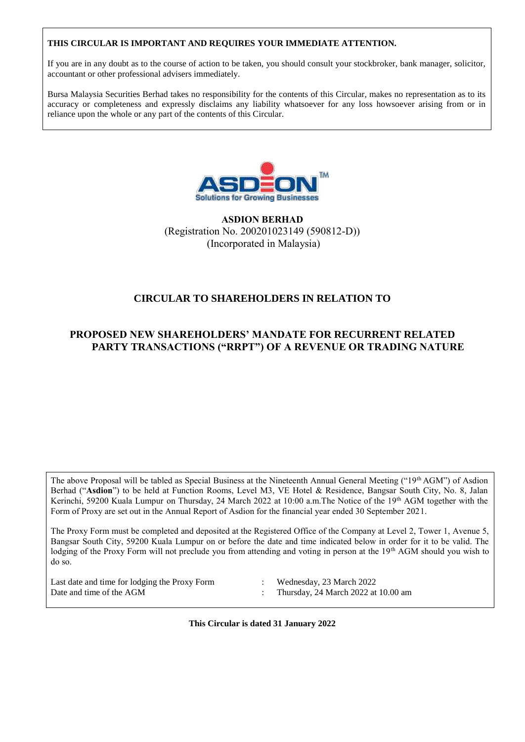**THIS CIRCULAR IS IMPORTANT AND REQUIRES YOUR IMMEDIATE ATTENTION.**

If you are in any doubt as to the course of action to be taken, you should consult your stockbroker, bank manager, solicitor, accountant or other professional advisers immediately.

Bursa Malaysia Securities Berhad takes no responsibility for the contents of this Circular, makes no representation as to its accuracy or completeness and expressly disclaims any liability whatsoever for any loss howsoever arising from or in reliance upon the whole or any part of the contents of this Circular.

**ASDION BERHAD**
(Registration No. 200201023149 (590812-D))
(Incorporated in Malaysia)

## CIRCULAR TO SHAREHOLDERS IN RELATION TO

## PROPOSED NEW SHAREHOLDERS' MANDATE FOR RECURRENT RELATED PARTY TRANSACTIONS ("RRPT") OF A REVENUE OR TRADING NATURE

The above Proposal will be tabled as Special Business at the Nineteenth Annual General Meeting ("19th AGM") of Asdion Berhad ("**Asdion**") to be held at Function Rooms, Level M3, VE Hotel & Residence, Bangsar South City, No. 8, Jalan Kerinchi, 59200 Kuala Lumpur on Thursday, 24 March 2022 at 10:00 a.m.The Notice of the 19th AGM together with the Form of Proxy are set out in the Annual Report of Asdion for the financial year ended 30 September 2021.

The Proxy Form must be completed and deposited at the Registered Office of the Company at Level 2, Tower 1, Avenue 5, Bangsar South City, 59200 Kuala Lumpur on or before the date and time indicated below in order for it to be valid. The lodging of the Proxy Form will not preclude you from attending and voting in person at the 19th AGM should you wish to do so.

| | | |
|---|---|---|
| Last date and time for lodging the Proxy Form | : | Wednesday, 23 March 2022 |
| Date and time of the AGM | : | Thursday, 24 March 2022 at 10.00 am |

**This Circular is dated 31 January 2022**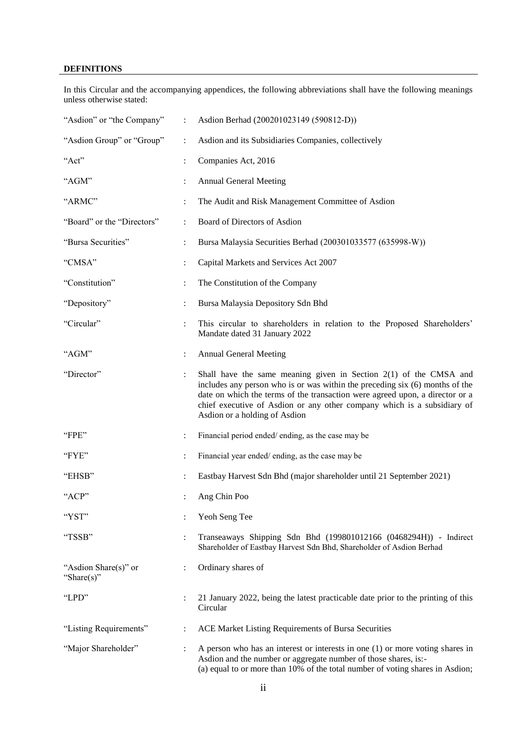**DEFINITIONS**

In this Circular and the accompanying appendices, the following abbreviations shall have the following meanings unless otherwise stated:

| | | |
|---|---|---|
| "Asdion" or "the Company" | : | Asdion Berhad (200201023149 (590812-D)) |
| "Asdion Group" or "Group" | : | Asdion and its Subsidiaries Companies, collectively |
| "Act" | : | Companies Act, 2016 |
| "AGM" | : | Annual General Meeting |
| "ARMC" | : | The Audit and Risk Management Committee of Asdion |
| "Board" or the "Directors" | : | Board of Directors of Asdion |
| "Bursa Securities" | : | Bursa Malaysia Securities Berhad (200301033577 (635998-W)) |
| "CMSA" | : | Capital Markets and Services Act 2007 |
| "Constitution" | : | The Constitution of the Company |
| "Depository" | : | Bursa Malaysia Depository Sdn Bhd |
| "Circular" | : | This circular to shareholders in relation to the Proposed Shareholders' Mandate dated 31 January 2022 |
| "AGM" | : | Annual General Meeting |
| "Director" | : | Shall have the same meaning given in Section 2(1) of the CMSA and includes any person who is or was within the preceding six (6) months of the date on which the terms of the transaction were agreed upon, a director or a chief executive of Asdion or any other company which is a subsidiary of Asdion or a holding of Asdion |
| "FPE" | : | Financial period ended/ ending, as the case may be |
| "FYE" | : | Financial year ended/ ending, as the case may be |
| "EHSB" | : | Eastbay Harvest Sdn Bhd (major shareholder until 21 September 2021) |
| "ACP" | : | Ang Chin Poo |
| "YST" | : | Yeoh Seng Tee |
| "TSSB" | : | Transeaways Shipping Sdn Bhd (199801012166 (0468294H)) - Indirect Shareholder of Eastbay Harvest Sdn Bhd, Shareholder of Asdion Berhad |
| "Asdion Share(s)" or "Share(s)" | : | Ordinary shares of |
| "LPD" | : | 21 January 2022, being the latest practicable date prior to the printing of this Circular |
| "Listing Requirements" | : | ACE Market Listing Requirements of Bursa Securities |
| "Major Shareholder" | : | A person who has an interest or interests in one (1) or more voting shares in Asdion and the number or aggregate number of those shares, is:-<br>(a) equal to or more than 10% of the total number of voting shares in Asdion; |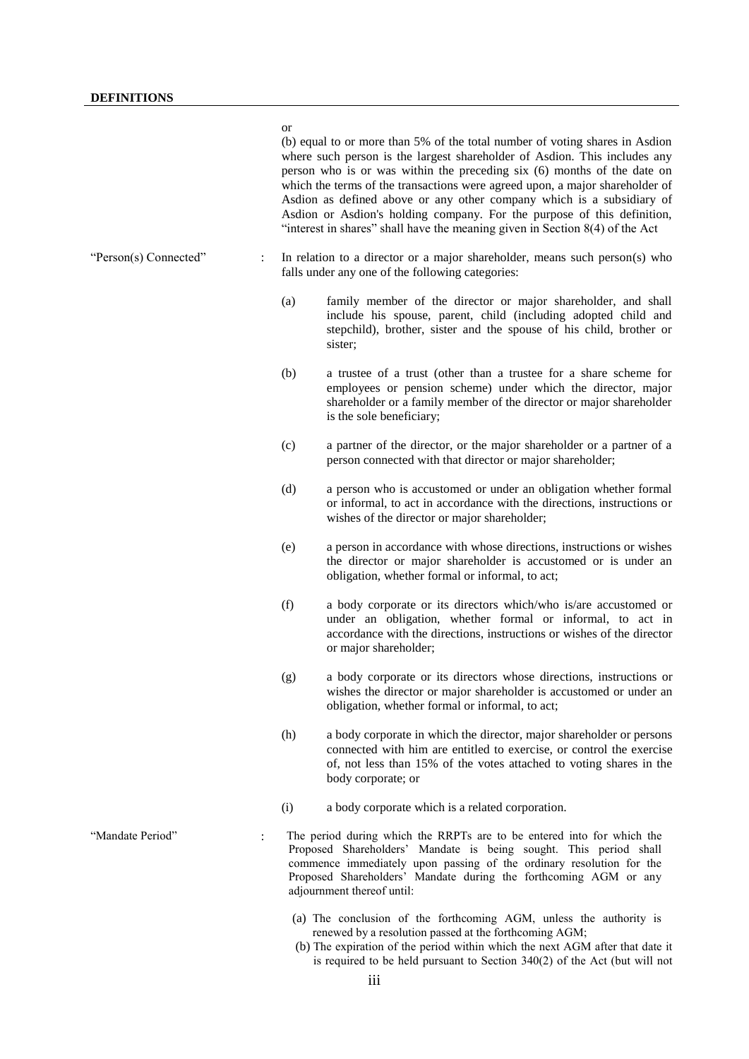**DEFINITIONS**

or

(b) equal to or more than 5% of the total number of voting shares in Asdion where such person is the largest shareholder of Asdion. This includes any person who is or was within the preceding six (6) months of the date on which the terms of the transactions were agreed upon, a major shareholder of Asdion as defined above or any other company which is a subsidiary of Asdion or Asdion's holding company. For the purpose of this definition, "interest in shares" shall have the meaning given in Section 8(4) of the Act

"Person(s) Connected" : In relation to a director or a major shareholder, means such person(s) who falls under any one of the following categories:

(a) family member of the director or major shareholder, and shall include his spouse, parent, child (including adopted child and stepchild), brother, sister and the spouse of his child, brother or sister;

(b) a trustee of a trust (other than a trustee for a share scheme for employees or pension scheme) under which the director, major shareholder or a family member of the director or major shareholder is the sole beneficiary;

(c) a partner of the director, or the major shareholder or a partner of a person connected with that director or major shareholder;

(d) a person who is accustomed or under an obligation whether formal or informal, to act in accordance with the directions, instructions or wishes of the director or major shareholder;

(e) a person in accordance with whose directions, instructions or wishes the director or major shareholder is accustomed or is under an obligation, whether formal or informal, to act;

(f) a body corporate or its directors which/who is/are accustomed or under an obligation, whether formal or informal, to act in accordance with the directions, instructions or wishes of the director or major shareholder;

(g) a body corporate or its directors whose directions, instructions or wishes the director or major shareholder is accustomed or under an obligation, whether formal or informal, to act;

(h) a body corporate in which the director, major shareholder or persons connected with him are entitled to exercise, or control the exercise of, not less than 15% of the votes attached to voting shares in the body corporate; or

(i) a body corporate which is a related corporation.

"Mandate Period" : The period during which the RRPTs are to be entered into for which the Proposed Shareholders' Mandate is being sought. This period shall commence immediately upon passing of the ordinary resolution for the Proposed Shareholders' Mandate during the forthcoming AGM or any adjournment thereof until:

(a) The conclusion of the forthcoming AGM, unless the authority is renewed by a resolution passed at the forthcoming AGM;

(b) The expiration of the period within which the next AGM after that date it is required to be held pursuant to Section 340(2) of the Act (but will not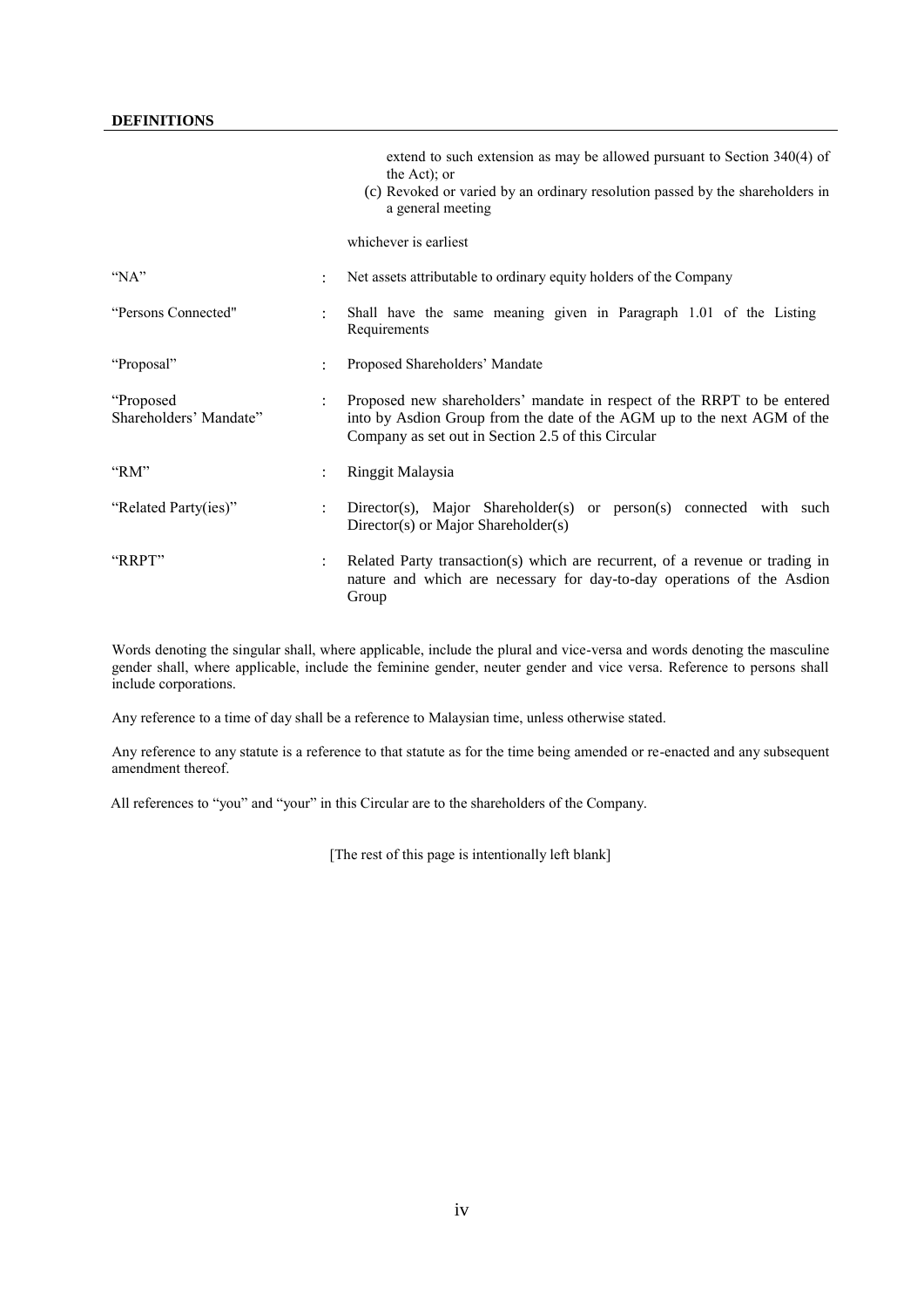## DEFINITIONS

| | | |
|---|---|---|
| | | extend to such extension as may be allowed pursuant to Section 340(4) of the Act); or<br>(c) Revoked or varied by an ordinary resolution passed by the shareholders in a general meeting<br><br>whichever is earliest |
| "NA" | : | Net assets attributable to ordinary equity holders of the Company |
| "Persons Connected" | : | Shall have the same meaning given in Paragraph 1.01 of the Listing Requirements |
| "Proposal" | : | Proposed Shareholders' Mandate |
| "Proposed Shareholders' Mandate" | : | Proposed new shareholders' mandate in respect of the RRPT to be entered into by Asdion Group from the date of the AGM up to the next AGM of the Company as set out in Section 2.5 of this Circular |
| "RM" | : | Ringgit Malaysia |
| "Related Party(ies)" | : | Director(s), Major Shareholder(s) or person(s) connected with such Director(s) or Major Shareholder(s) |
| "RRPT" | : | Related Party transaction(s) which are recurrent, of a revenue or trading in nature and which are necessary for day-to-day operations of the Asdion Group |

Words denoting the singular shall, where applicable, include the plural and vice-versa and words denoting the masculine gender shall, where applicable, include the feminine gender, neuter gender and vice versa. Reference to persons shall include corporations.

Any reference to a time of day shall be a reference to Malaysian time, unless otherwise stated.

Any reference to any statute is a reference to that statute as for the time being amended or re-enacted and any subsequent amendment thereof.

All references to "you" and "your" in this Circular are to the shareholders of the Company.

[The rest of this page is intentionally left blank]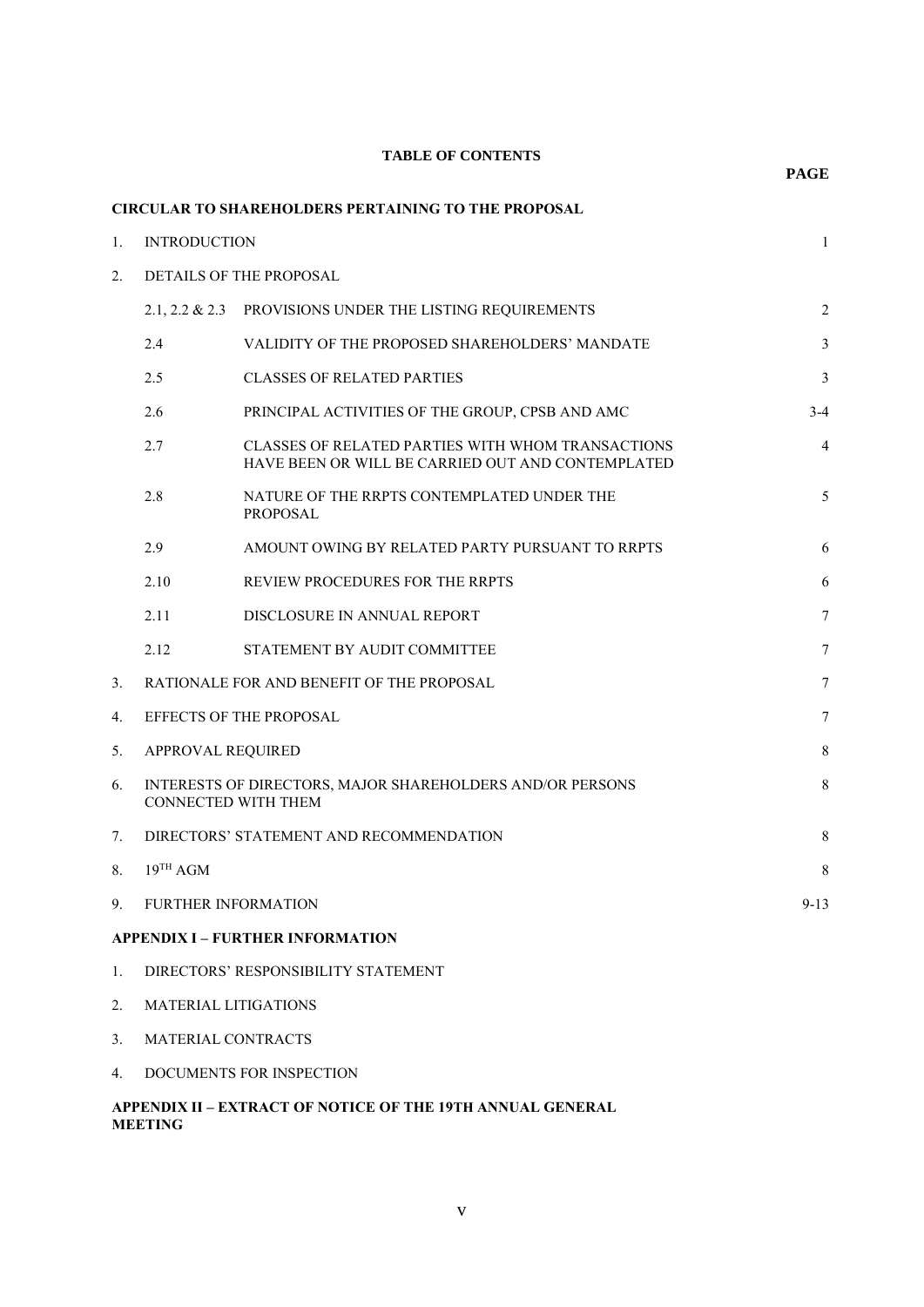# TABLE OF CONTENTS

| | | | PAGE |
|---|---|---|---|
| **CIRCULAR TO SHAREHOLDERS PERTAINING TO THE PROPOSAL** | | | |
| 1. | INTRODUCTION | | 1 |
| 2. | DETAILS OF THE PROPOSAL | | |
| | 2.1, 2.2 & 2.3 | PROVISIONS UNDER THE LISTING REQUIREMENTS | 2 |
| | 2.4 | VALIDITY OF THE PROPOSED SHAREHOLDERS' MANDATE | 3 |
| | 2.5 | CLASSES OF RELATED PARTIES | 3 |
| | 2.6 | PRINCIPAL ACTIVITIES OF THE GROUP, CPSB AND AMC | 3-4 |
| | 2.7 | CLASSES OF RELATED PARTIES WITH WHOM TRANSACTIONS HAVE BEEN OR WILL BE CARRIED OUT AND CONTEMPLATED | 4 |
| | 2.8 | NATURE OF THE RRPTS CONTEMPLATED UNDER THE PROPOSAL | 5 |
| | 2.9 | AMOUNT OWING BY RELATED PARTY PURSUANT TO RRPTS | 6 |
| | 2.10 | REVIEW PROCEDURES FOR THE RRPTS | 6 |
| | 2.11 | DISCLOSURE IN ANNUAL REPORT | 7 |
| | 2.12 | STATEMENT BY AUDIT COMMITTEE | 7 |
| 3. | RATIONALE FOR AND BENEFIT OF THE PROPOSAL | | 7 |
| 4. | EFFECTS OF THE PROPOSAL | | 7 |
| 5. | APPROVAL REQUIRED | | 8 |
| 6. | INTERESTS OF DIRECTORS, MAJOR SHAREHOLDERS AND/OR PERSONS CONNECTED WITH THEM | | 8 |
| 7. | DIRECTORS' STATEMENT AND RECOMMENDATION | | 8 |
| 8. | 19TH AGM | | 8 |
| 9. | FURTHER INFORMATION | | 9-13 |

**APPENDIX I – FURTHER INFORMATION**

1. DIRECTORS' RESPONSIBILITY STATEMENT
2. MATERIAL LITIGATIONS
3. MATERIAL CONTRACTS
4. DOCUMENTS FOR INSPECTION

**APPENDIX II – EXTRACT OF NOTICE OF THE 19TH ANNUAL GENERAL MEETING**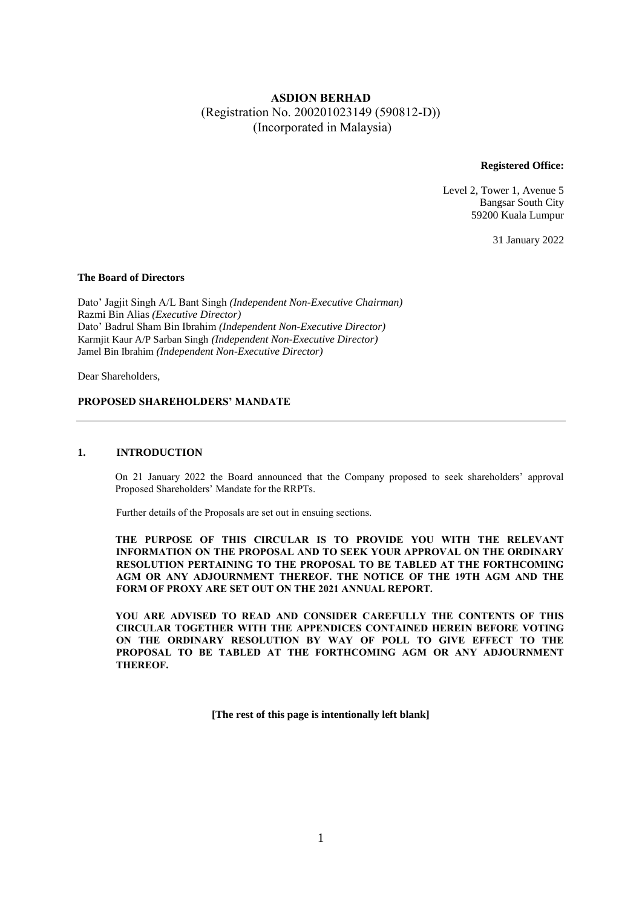**ASDION BERHAD**
(Registration No. 200201023149 (590812-D))
(Incorporated in Malaysia)

**Registered Office:**

Level 2, Tower 1, Avenue 5
Bangsar South City
59200 Kuala Lumpur

31 January 2022

**The Board of Directors**

Dato' Jagjit Singh A/L Bant Singh *(Independent Non-Executive Chairman)*
Razmi Bin Alias *(Executive Director)*
Dato' Badrul Sham Bin Ibrahim *(Independent Non-Executive Director)*
Karmjit Kaur A/P Sarban Singh *(Independent Non-Executive Director)*
Jamel Bin Ibrahim *(Independent Non-Executive Director)*

Dear Shareholders,

**PROPOSED SHAREHOLDERS' MANDATE**

---

## 1. INTRODUCTION

On 21 January 2022 the Board announced that the Company proposed to seek shareholders' approval Proposed Shareholders' Mandate for the RRPTs.

Further details of the Proposals are set out in ensuing sections.

**THE PURPOSE OF THIS CIRCULAR IS TO PROVIDE YOU WITH THE RELEVANT INFORMATION ON THE PROPOSAL AND TO SEEK YOUR APPROVAL ON THE ORDINARY RESOLUTION PERTAINING TO THE PROPOSAL TO BE TABLED AT THE FORTHCOMING AGM OR ANY ADJOURNMENT THEREOF. THE NOTICE OF THE 19TH AGM AND THE FORM OF PROXY ARE SET OUT ON THE 2021 ANNUAL REPORT.**

**YOU ARE ADVISED TO READ AND CONSIDER CAREFULLY THE CONTENTS OF THIS CIRCULAR TOGETHER WITH THE APPENDICES CONTAINED HEREIN BEFORE VOTING ON THE ORDINARY RESOLUTION BY WAY OF POLL TO GIVE EFFECT TO THE PROPOSAL TO BE TABLED AT THE FORTHCOMING AGM OR ANY ADJOURNMENT THEREOF.**

**[The rest of this page is intentionally left blank]**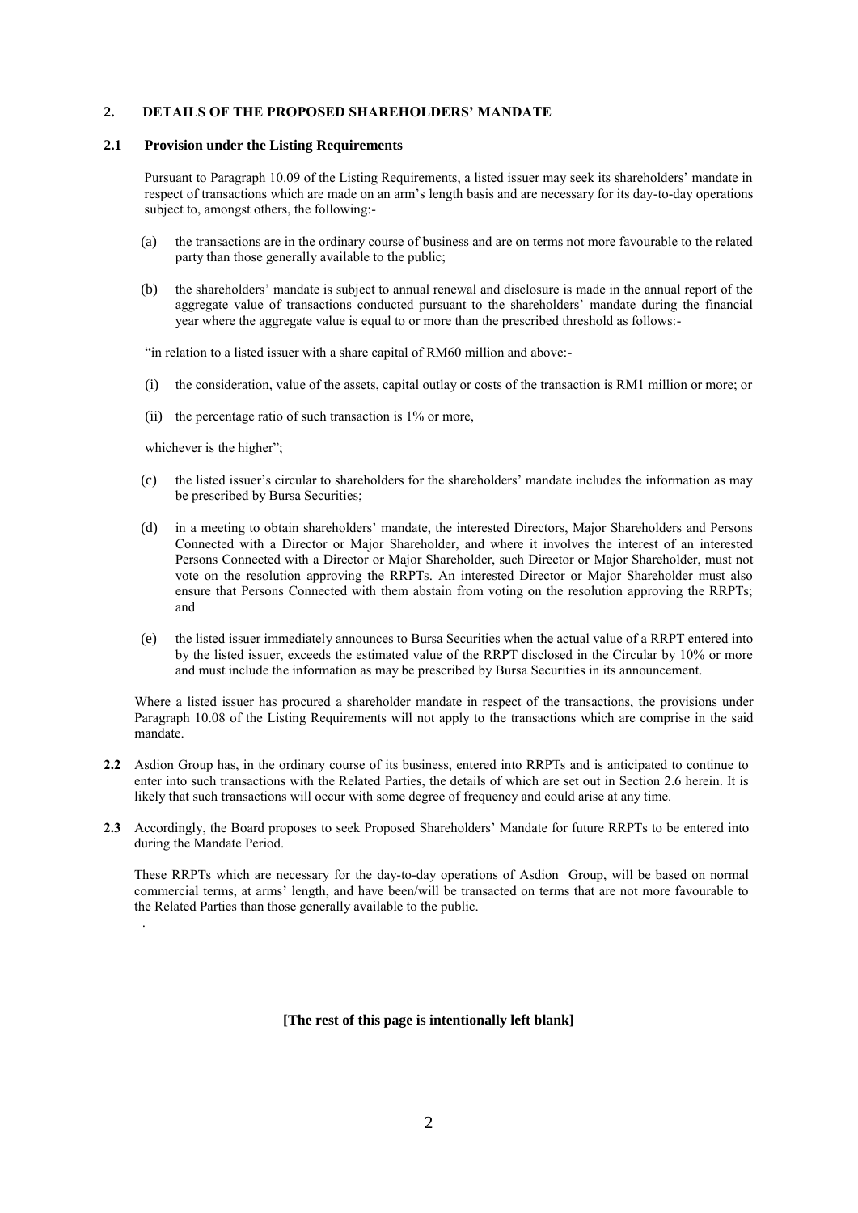## 2. DETAILS OF THE PROPOSED SHAREHOLDERS' MANDATE

### 2.1 Provision under the Listing Requirements

Pursuant to Paragraph 10.09 of the Listing Requirements, a listed issuer may seek its shareholders' mandate in respect of transactions which are made on an arm's length basis and are necessary for its day-to-day operations subject to, amongst others, the following:-

(a) the transactions are in the ordinary course of business and are on terms not more favourable to the related party than those generally available to the public;

(b) the shareholders' mandate is subject to annual renewal and disclosure is made in the annual report of the aggregate value of transactions conducted pursuant to the shareholders' mandate during the financial year where the aggregate value is equal to or more than the prescribed threshold as follows:-

"in relation to a listed issuer with a share capital of RM60 million and above:-

(i) the consideration, value of the assets, capital outlay or costs of the transaction is RM1 million or more; or

(ii) the percentage ratio of such transaction is 1% or more,

whichever is the higher";

(c) the listed issuer's circular to shareholders for the shareholders' mandate includes the information as may be prescribed by Bursa Securities;

(d) in a meeting to obtain shareholders' mandate, the interested Directors, Major Shareholders and Persons Connected with a Director or Major Shareholder, and where it involves the interest of an interested Persons Connected with a Director or Major Shareholder, such Director or Major Shareholder, must not vote on the resolution approving the RRPTs. An interested Director or Major Shareholder must also ensure that Persons Connected with them abstain from voting on the resolution approving the RRPTs; and

(e) the listed issuer immediately announces to Bursa Securities when the actual value of a RRPT entered into by the listed issuer, exceeds the estimated value of the RRPT disclosed in the Circular by 10% or more and must include the information as may be prescribed by Bursa Securities in its announcement.

Where a listed issuer has procured a shareholder mandate in respect of the transactions, the provisions under Paragraph 10.08 of the Listing Requirements will not apply to the transactions which are comprise in the said mandate.

**2.2** Asdion Group has, in the ordinary course of its business, entered into RRPTs and is anticipated to continue to enter into such transactions with the Related Parties, the details of which are set out in Section 2.6 herein. It is likely that such transactions will occur with some degree of frequency and could arise at any time.

**2.3** Accordingly, the Board proposes to seek Proposed Shareholders' Mandate for future RRPTs to be entered into during the Mandate Period.

These RRPTs which are necessary for the day-to-day operations of Asdion Group, will be based on normal commercial terms, at arms' length, and have been/will be transacted on terms that are not more favourable to the Related Parties than those generally available to the public.

**[The rest of this page is intentionally left blank]**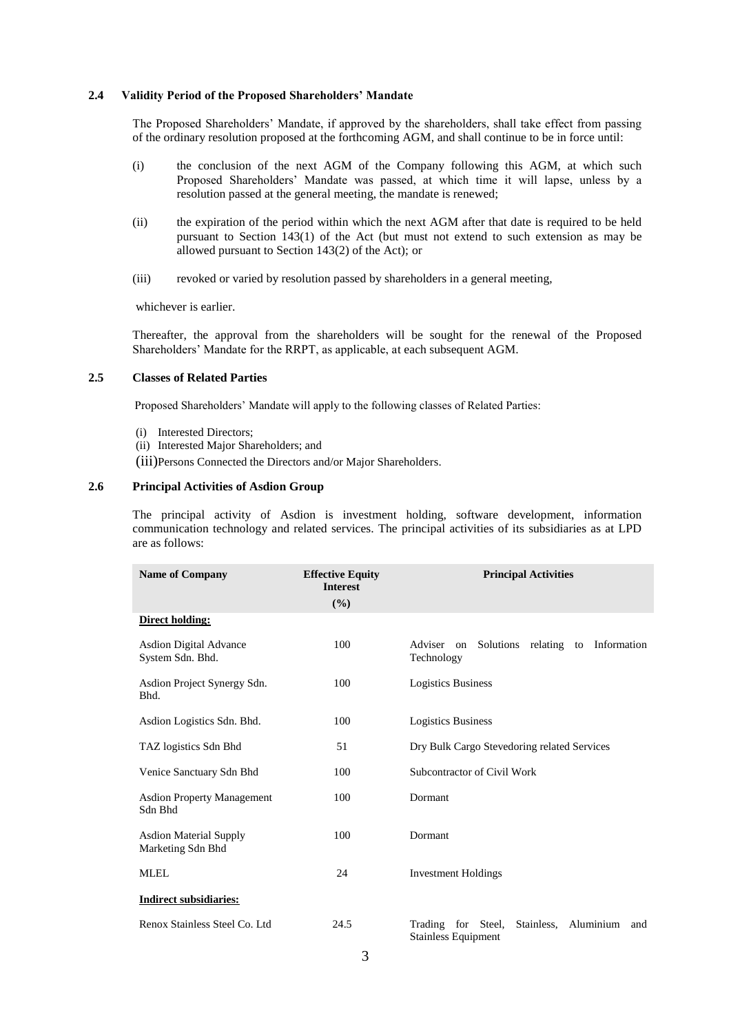### 2.4 Validity Period of the Proposed Shareholders' Mandate

The Proposed Shareholders' Mandate, if approved by the shareholders, shall take effect from passing of the ordinary resolution proposed at the forthcoming AGM, and shall continue to be in force until:

(i) the conclusion of the next AGM of the Company following this AGM, at which such Proposed Shareholders' Mandate was passed, at which time it will lapse, unless by a resolution passed at the general meeting, the mandate is renewed;

(ii) the expiration of the period within which the next AGM after that date is required to be held pursuant to Section 143(1) of the Act (but must not extend to such extension as may be allowed pursuant to Section 143(2) of the Act); or

(iii) revoked or varied by resolution passed by shareholders in a general meeting,

whichever is earlier.

Thereafter, the approval from the shareholders will be sought for the renewal of the Proposed Shareholders' Mandate for the RRPT, as applicable, at each subsequent AGM.

### 2.5 Classes of Related Parties

Proposed Shareholders' Mandate will apply to the following classes of Related Parties:

(i) Interested Directors;
(ii) Interested Major Shareholders; and
(iii) Persons Connected the Directors and/or Major Shareholders.

### 2.6 Principal Activities of Asdion Group

The principal activity of Asdion is investment holding, software development, information communication technology and related services. The principal activities of its subsidiaries as at LPD are as follows:

| Name of Company | Effective Equity Interest (%) | Principal Activities |
|---|---|---|
| **Direct holding:** | | |
| Asdion Digital Advance System Sdn. Bhd. | 100 | Adviser on Solutions relating to Information Technology |
| Asdion Project Synergy Sdn. Bhd. | 100 | Logistics Business |
| Asdion Logistics Sdn. Bhd. | 100 | Logistics Business |
| TAZ logistics Sdn Bhd | 51 | Dry Bulk Cargo Stevedoring related Services |
| Venice Sanctuary Sdn Bhd | 100 | Subcontractor of Civil Work |
| Asdion Property Management Sdn Bhd | 100 | Dormant |
| Asdion Material Supply Marketing Sdn Bhd | 100 | Dormant |
| MLEL | 24 | Investment Holdings |
| **Indirect subsidiaries:** | | |
| Renox Stainless Steel Co. Ltd | 24.5 | Trading for Steel, Stainless, Aluminium and Stainless Equipment |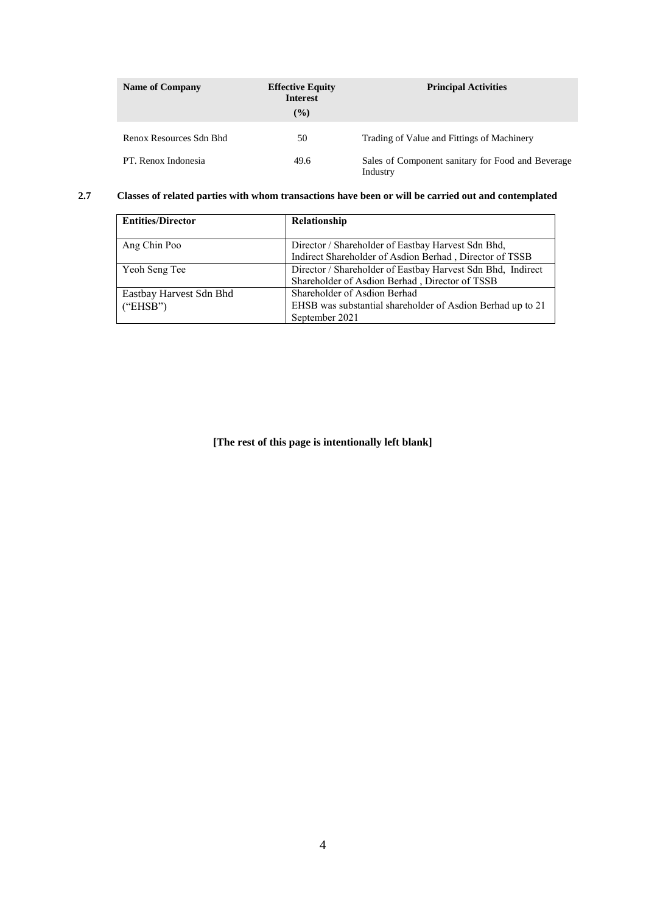| Name of Company | Effective Equity Interest (%) | Principal Activities |
|---|---|---|
| Renox Resources Sdn Bhd | 50 | Trading of Value and Fittings of Machinery |
| PT. Renox Indonesia | 49.6 | Sales of Component sanitary for Food and Beverage Industry |

## 2.7 Classes of related parties with whom transactions have been or will be carried out and contemplated

| Entities/Director | Relationship |
|---|---|
| Ang Chin Poo | Director / Shareholder of Eastbay Harvest Sdn Bhd, Indirect Shareholder of Asdion Berhad , Director of TSSB |
| Yeoh Seng Tee | Director / Shareholder of Eastbay Harvest Sdn Bhd, Indirect Shareholder of Asdion Berhad , Director of TSSB |
| Eastbay Harvest Sdn Bhd ("EHSB") | Shareholder of Asdion Berhad<br>EHSB was substantial shareholder of Asdion Berhad up to 21 September 2021 |

**[The rest of this page is intentionally left blank]**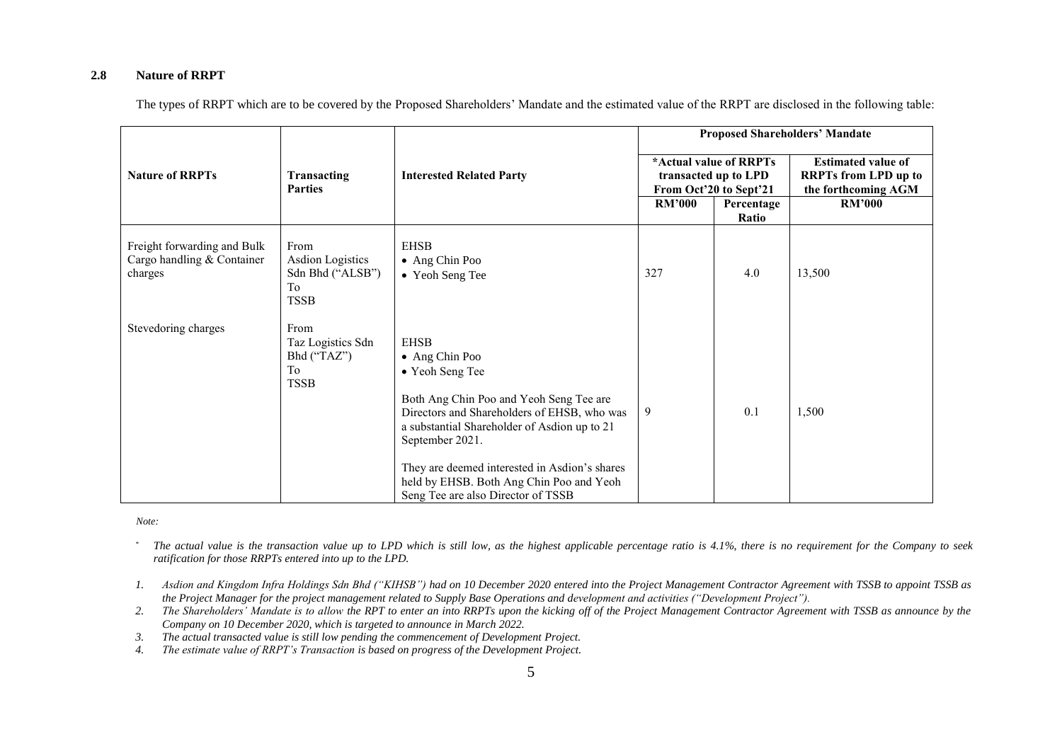### 2.8 Nature of RRPT

The types of RRPT which are to be covered by the Proposed Shareholders' Mandate and the estimated value of the RRPT are disclosed in the following table:

| Nature of RRPTs | Transacting Parties | Interested Related Party | Proposed Shareholders' Mandate | | |
|---|---|---|---|---|---|
| | | | *Actual value of RRPTs transacted up to LPD From Oct'20 to Sept'21 | | Estimated value of RRPTs from LPD up to the forthcoming AGM |
| | | | RM'000 | Percentage Ratio | RM'000 |
| Freight forwarding and Bulk Cargo handling & Container charges | From Asdion Logistics Sdn Bhd ("ALSB") To TSSB | EHSB<br>• Ang Chin Poo<br>• Yeoh Seng Tee | 327 | 4.0 | 13,500 |
| Stevedoring charges | From Taz Logistics Sdn Bhd ("TAZ") To TSSB | EHSB<br>• Ang Chin Poo<br>• Yeoh Seng Tee<br><br>Both Ang Chin Poo and Yeoh Seng Tee are Directors and Shareholders of EHSB, who was a substantial Shareholder of Asdion up to 21 September 2021.<br><br>They are deemed interested in Asdion's shares held by EHSB. Both Ang Chin Poo and Yeoh Seng Tee are also Director of TSSB | 9 | 0.1 | 1,500 |

*Note:*

\* *The actual value is the transaction value up to LPD which is still low, as the highest applicable percentage ratio is 4.1%, there is no requirement for the Company to seek ratification for those RRPTs entered into up to the LPD.*

1. *Asdion and Kingdom Infra Holdings Sdn Bhd ("KIHSB") had on 10 December 2020 entered into the Project Management Contractor Agreement with TSSB to appoint TSSB as the Project Manager for the project management related to Supply Base Operations and development and activities ("Development Project").*
2. *The Shareholders' Mandate is to allow the RPT to enter an into RRPTs upon the kicking off of the Project Management Contractor Agreement with TSSB as announce by the Company on 10 December 2020, which is targeted to announce in March 2022.*
3. *The actual transacted value is still low pending the commencement of Development Project.*
4. *The estimate value of RRPT's Transaction is based on progress of the Development Project.*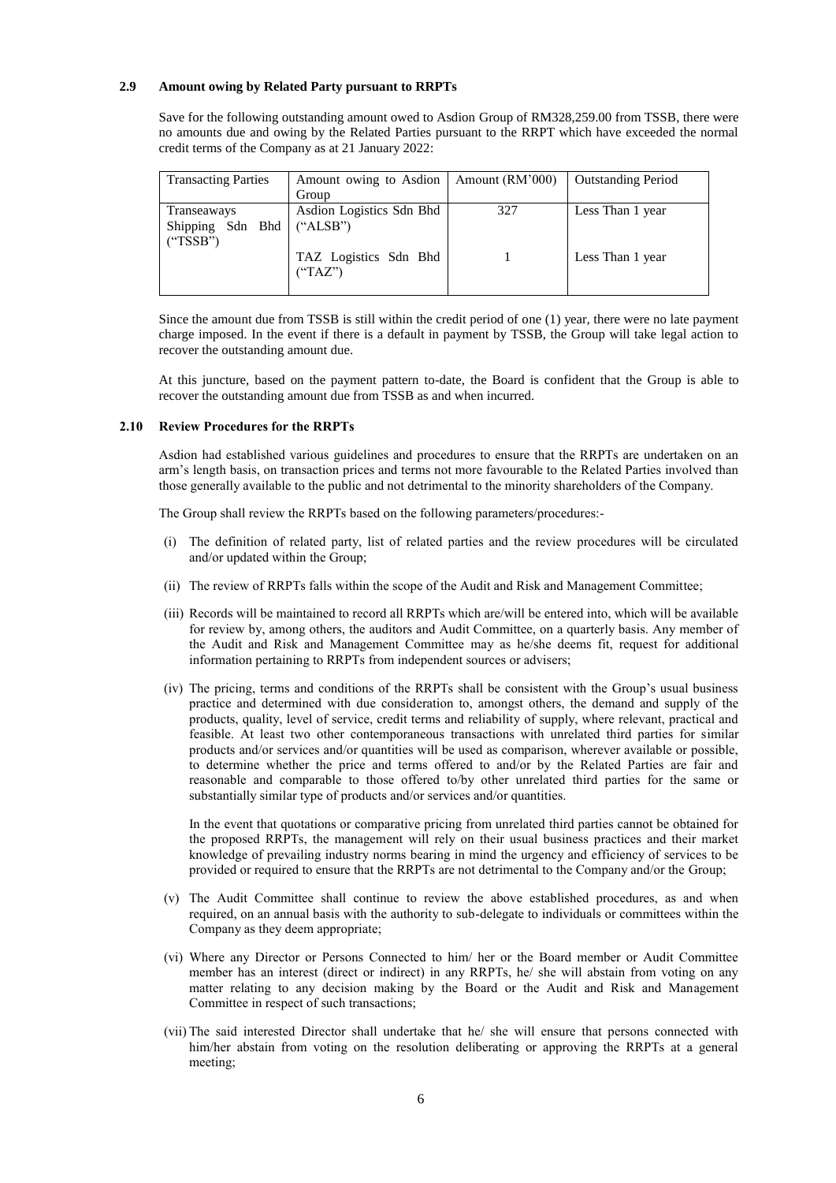### 2.9 Amount owing by Related Party pursuant to RRPTs

Save for the following outstanding amount owed to Asdion Group of RM328,259.00 from TSSB, there were no amounts due and owing by the Related Parties pursuant to the RRPT which have exceeded the normal credit terms of the Company as at 21 January 2022:

| Transacting Parties | Amount owing to Asdion Group | Amount (RM'000) | Outstanding Period |
|---|---|---|---|
| Transeaways Shipping Sdn Bhd ("TSSB") | Asdion Logistics Sdn Bhd ("ALSB") | 327 | Less Than 1 year |
| | TAZ Logistics Sdn Bhd ("TAZ") | 1 | Less Than 1 year |

Since the amount due from TSSB is still within the credit period of one (1) year, there were no late payment charge imposed. In the event if there is a default in payment by TSSB, the Group will take legal action to recover the outstanding amount due.

At this juncture, based on the payment pattern to-date, the Board is confident that the Group is able to recover the outstanding amount due from TSSB as and when incurred.

### 2.10 Review Procedures for the RRPTs

Asdion had established various guidelines and procedures to ensure that the RRPTs are undertaken on an arm's length basis, on transaction prices and terms not more favourable to the Related Parties involved than those generally available to the public and not detrimental to the minority shareholders of the Company.

The Group shall review the RRPTs based on the following parameters/procedures:-

(i) The definition of related party, list of related parties and the review procedures will be circulated and/or updated within the Group;

(ii) The review of RRPTs falls within the scope of the Audit and Risk and Management Committee;

(iii) Records will be maintained to record all RRPTs which are/will be entered into, which will be available for review by, among others, the auditors and Audit Committee, on a quarterly basis. Any member of the Audit and Risk and Management Committee may as he/she deems fit, request for additional information pertaining to RRPTs from independent sources or advisers;

(iv) The pricing, terms and conditions of the RRPTs shall be consistent with the Group's usual business practice and determined with due consideration to, amongst others, the demand and supply of the products, quality, level of service, credit terms and reliability of supply, where relevant, practical and feasible. At least two other contemporaneous transactions with unrelated third parties for similar products and/or services and/or quantities will be used as comparison, wherever available or possible, to determine whether the price and terms offered to and/or by the Related Parties are fair and reasonable and comparable to those offered to/by other unrelated third parties for the same or substantially similar type of products and/or services and/or quantities.

In the event that quotations or comparative pricing from unrelated third parties cannot be obtained for the proposed RRPTs, the management will rely on their usual business practices and their market knowledge of prevailing industry norms bearing in mind the urgency and efficiency of services to be provided or required to ensure that the RRPTs are not detrimental to the Company and/or the Group;

(v) The Audit Committee shall continue to review the above established procedures, as and when required, on an annual basis with the authority to sub-delegate to individuals or committees within the Company as they deem appropriate;

(vi) Where any Director or Persons Connected to him/ her or the Board member or Audit Committee member has an interest (direct or indirect) in any RRPTs, he/ she will abstain from voting on any matter relating to any decision making by the Board or the Audit and Risk and Management Committee in respect of such transactions;

(vii) The said interested Director shall undertake that he/ she will ensure that persons connected with him/her abstain from voting on the resolution deliberating or approving the RRPTs at a general meeting;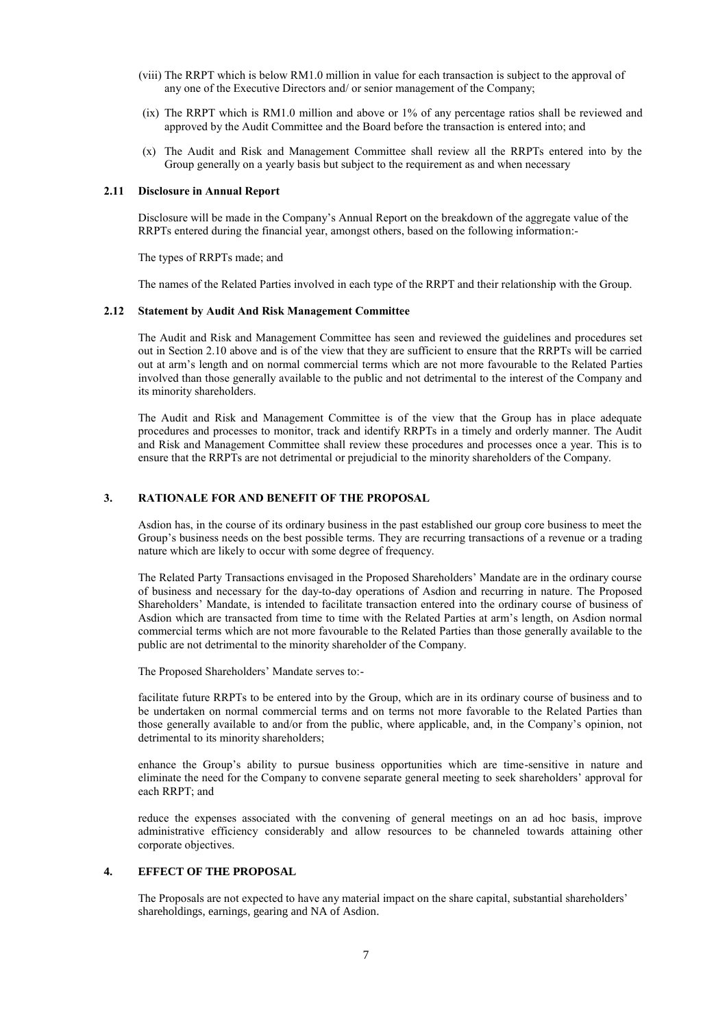(viii) The RRPT which is below RM1.0 million in value for each transaction is subject to the approval of any one of the Executive Directors and/ or senior management of the Company;

(ix) The RRPT which is RM1.0 million and above or 1% of any percentage ratios shall be reviewed and approved by the Audit Committee and the Board before the transaction is entered into; and

(x) The Audit and Risk and Management Committee shall review all the RRPTs entered into by the Group generally on a yearly basis but subject to the requirement as and when necessary

### 2.11 Disclosure in Annual Report

Disclosure will be made in the Company's Annual Report on the breakdown of the aggregate value of the RRPTs entered during the financial year, amongst others, based on the following information:-

The types of RRPTs made; and

The names of the Related Parties involved in each type of the RRPT and their relationship with the Group.

### 2.12 Statement by Audit And Risk Management Committee

The Audit and Risk and Management Committee has seen and reviewed the guidelines and procedures set out in Section 2.10 above and is of the view that they are sufficient to ensure that the RRPTs will be carried out at arm's length and on normal commercial terms which are not more favourable to the Related Parties involved than those generally available to the public and not detrimental to the interest of the Company and its minority shareholders.

The Audit and Risk and Management Committee is of the view that the Group has in place adequate procedures and processes to monitor, track and identify RRPTs in a timely and orderly manner. The Audit and Risk and Management Committee shall review these procedures and processes once a year. This is to ensure that the RRPTs are not detrimental or prejudicial to the minority shareholders of the Company.

## 3. RATIONALE FOR AND BENEFIT OF THE PROPOSAL

Asdion has, in the course of its ordinary business in the past established our group core business to meet the Group's business needs on the best possible terms. They are recurring transactions of a revenue or a trading nature which are likely to occur with some degree of frequency.

The Related Party Transactions envisaged in the Proposed Shareholders' Mandate are in the ordinary course of business and necessary for the day-to-day operations of Asdion and recurring in nature. The Proposed Shareholders' Mandate, is intended to facilitate transaction entered into the ordinary course of business of Asdion which are transacted from time to time with the Related Parties at arm's length, on Asdion normal commercial terms which are not more favourable to the Related Parties than those generally available to the public are not detrimental to the minority shareholder of the Company.

The Proposed Shareholders' Mandate serves to:-

facilitate future RRPTs to be entered into by the Group, which are in its ordinary course of business and to be undertaken on normal commercial terms and on terms not more favorable to the Related Parties than those generally available to and/or from the public, where applicable, and, in the Company's opinion, not detrimental to its minority shareholders;

enhance the Group's ability to pursue business opportunities which are time-sensitive in nature and eliminate the need for the Company to convene separate general meeting to seek shareholders' approval for each RRPT; and

reduce the expenses associated with the convening of general meetings on an ad hoc basis, improve administrative efficiency considerably and allow resources to be channeled towards attaining other corporate objectives.

## 4. EFFECT OF THE PROPOSAL

The Proposals are not expected to have any material impact on the share capital, substantial shareholders' shareholdings, earnings, gearing and NA of Asdion.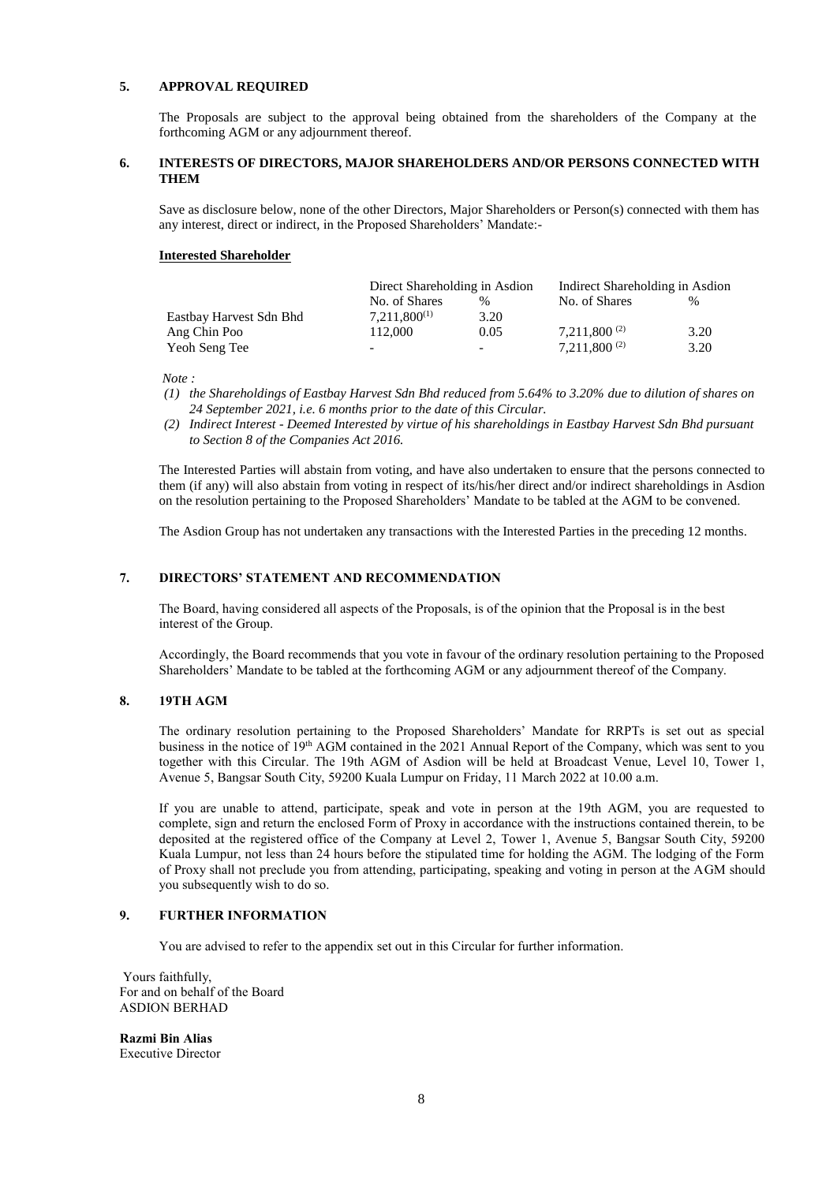## 5. APPROVAL REQUIRED

The Proposals are subject to the approval being obtained from the shareholders of the Company at the forthcoming AGM or any adjournment thereof.

## 6. INTERESTS OF DIRECTORS, MAJOR SHAREHOLDERS AND/OR PERSONS CONNECTED WITH THEM

Save as disclosure below, none of the other Directors, Major Shareholders or Person(s) connected with them has any interest, direct or indirect, in the Proposed Shareholders' Mandate:-

**Interested Shareholder**

| | Direct Shareholding in Asdion | | Indirect Shareholding in Asdion | |
|---|---|---|---|---|
| | No. of Shares | % | No. of Shares | % |
| Eastbay Harvest Sdn Bhd | 7,211,800[(1)] | 3.20 | | |
| Ang Chin Poo | 112,000 | 0.05 | 7,211,800 [(2)] | 3.20 |
| Yeoh Seng Tee | - | - | 7,211,800 [(2)] | 3.20 |

*Note :*

*(1) the Shareholdings of Eastbay Harvest Sdn Bhd reduced from 5.64% to 3.20% due to dilution of shares on 24 September 2021, i.e. 6 months prior to the date of this Circular.*

*(2) Indirect Interest - Deemed Interested by virtue of his shareholdings in Eastbay Harvest Sdn Bhd pursuant to Section 8 of the Companies Act 2016.*

The Interested Parties will abstain from voting, and have also undertaken to ensure that the persons connected to them (if any) will also abstain from voting in respect of its/his/her direct and/or indirect shareholdings in Asdion on the resolution pertaining to the Proposed Shareholders' Mandate to be tabled at the AGM to be convened.

The Asdion Group has not undertaken any transactions with the Interested Parties in the preceding 12 months.

## 7. DIRECTORS' STATEMENT AND RECOMMENDATION

The Board, having considered all aspects of the Proposals, is of the opinion that the Proposal is in the best interest of the Group.

Accordingly, the Board recommends that you vote in favour of the ordinary resolution pertaining to the Proposed Shareholders' Mandate to be tabled at the forthcoming AGM or any adjournment thereof of the Company.

## 8. 19TH AGM

The ordinary resolution pertaining to the Proposed Shareholders' Mandate for RRPTs is set out as special business in the notice of 19th AGM contained in the 2021 Annual Report of the Company, which was sent to you together with this Circular. The 19th AGM of Asdion will be held at Broadcast Venue, Level 10, Tower 1, Avenue 5, Bangsar South City, 59200 Kuala Lumpur on Friday, 11 March 2022 at 10.00 a.m.

If you are unable to attend, participate, speak and vote in person at the 19th AGM, you are requested to complete, sign and return the enclosed Form of Proxy in accordance with the instructions contained therein, to be deposited at the registered office of the Company at Level 2, Tower 1, Avenue 5, Bangsar South City, 59200 Kuala Lumpur, not less than 24 hours before the stipulated time for holding the AGM. The lodging of the Form of Proxy shall not preclude you from attending, participating, speaking and voting in person at the AGM should you subsequently wish to do so.

## 9. FURTHER INFORMATION

You are advised to refer to the appendix set out in this Circular for further information.

Yours faithfully,
For and on behalf of the Board
ASDION BERHAD

**Razmi Bin Alias**
Executive Director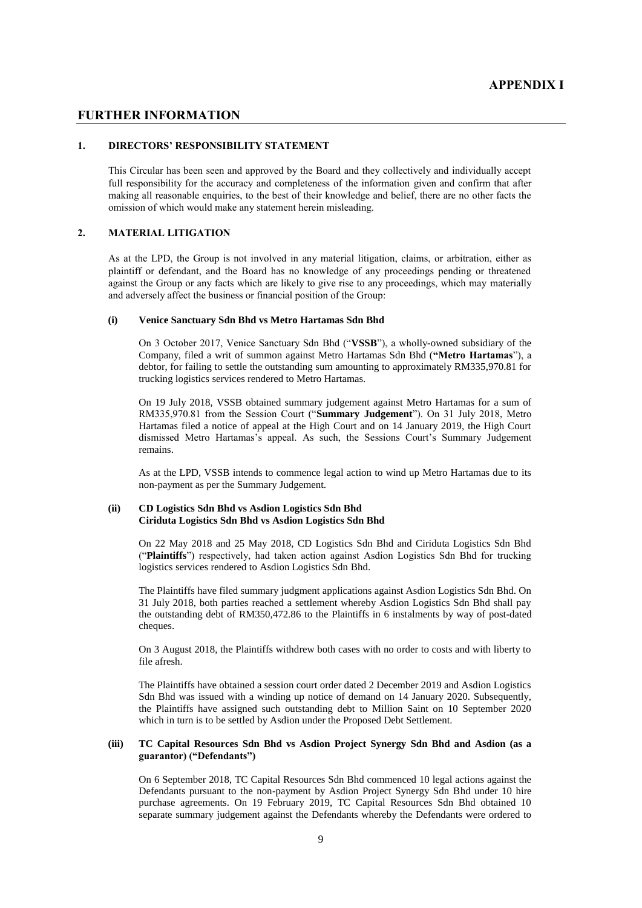# APPENDIX I

## FURTHER INFORMATION

### 1. DIRECTORS' RESPONSIBILITY STATEMENT

This Circular has been seen and approved by the Board and they collectively and individually accept full responsibility for the accuracy and completeness of the information given and confirm that after making all reasonable enquiries, to the best of their knowledge and belief, there are no other facts the omission of which would make any statement herein misleading.

### 2. MATERIAL LITIGATION

As at the LPD, the Group is not involved in any material litigation, claims, or arbitration, either as plaintiff or defendant, and the Board has no knowledge of any proceedings pending or threatened against the Group or any facts which are likely to give rise to any proceedings, which may materially and adversely affect the business or financial position of the Group:

#### (i) Venice Sanctuary Sdn Bhd vs Metro Hartamas Sdn Bhd

On 3 October 2017, Venice Sanctuary Sdn Bhd ("**VSSB**"), a wholly-owned subsidiary of the Company, filed a writ of summon against Metro Hartamas Sdn Bhd (**"Metro Hartamas**"), a debtor, for failing to settle the outstanding sum amounting to approximately RM335,970.81 for trucking logistics services rendered to Metro Hartamas.

On 19 July 2018, VSSB obtained summary judgement against Metro Hartamas for a sum of RM335,970.81 from the Session Court ("**Summary Judgement**"). On 31 July 2018, Metro Hartamas filed a notice of appeal at the High Court and on 14 January 2019, the High Court dismissed Metro Hartamas's appeal. As such, the Sessions Court's Summary Judgement remains.

As at the LPD, VSSB intends to commence legal action to wind up Metro Hartamas due to its non-payment as per the Summary Judgement.

#### (ii) CD Logistics Sdn Bhd vs Asdion Logistics Sdn Bhd
#### Ciriduta Logistics Sdn Bhd vs Asdion Logistics Sdn Bhd

On 22 May 2018 and 25 May 2018, CD Logistics Sdn Bhd and Ciriduta Logistics Sdn Bhd ("**Plaintiffs**") respectively, had taken action against Asdion Logistics Sdn Bhd for trucking logistics services rendered to Asdion Logistics Sdn Bhd.

The Plaintiffs have filed summary judgment applications against Asdion Logistics Sdn Bhd. On 31 July 2018, both parties reached a settlement whereby Asdion Logistics Sdn Bhd shall pay the outstanding debt of RM350,472.86 to the Plaintiffs in 6 instalments by way of post-dated cheques.

On 3 August 2018, the Plaintiffs withdrew both cases with no order to costs and with liberty to file afresh.

The Plaintiffs have obtained a session court order dated 2 December 2019 and Asdion Logistics Sdn Bhd was issued with a winding up notice of demand on 14 January 2020. Subsequently, the Plaintiffs have assigned such outstanding debt to Million Saint on 10 September 2020 which in turn is to be settled by Asdion under the Proposed Debt Settlement.

#### (iii) TC Capital Resources Sdn Bhd vs Asdion Project Synergy Sdn Bhd and Asdion (as a guarantor) ("Defendants")

On 6 September 2018, TC Capital Resources Sdn Bhd commenced 10 legal actions against the Defendants pursuant to the non-payment by Asdion Project Synergy Sdn Bhd under 10 hire purchase agreements. On 19 February 2019, TC Capital Resources Sdn Bhd obtained 10 separate summary judgement against the Defendants whereby the Defendants were ordered to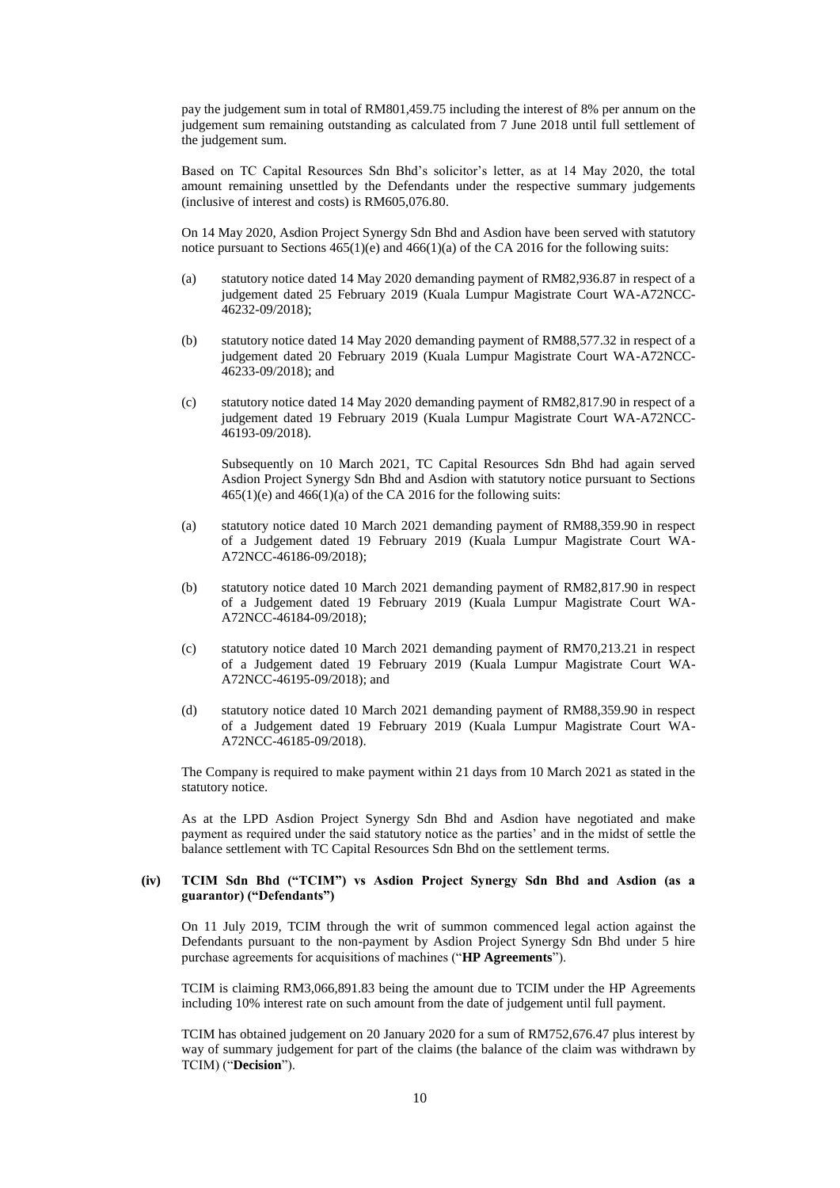pay the judgement sum in total of RM801,459.75 including the interest of 8% per annum on the judgement sum remaining outstanding as calculated from 7 June 2018 until full settlement of the judgement sum.

Based on TC Capital Resources Sdn Bhd's solicitor's letter, as at 14 May 2020, the total amount remaining unsettled by the Defendants under the respective summary judgements (inclusive of interest and costs) is RM605,076.80.

On 14 May 2020, Asdion Project Synergy Sdn Bhd and Asdion have been served with statutory notice pursuant to Sections 465(1)(e) and 466(1)(a) of the CA 2016 for the following suits:

(a) statutory notice dated 14 May 2020 demanding payment of RM82,936.87 in respect of a judgement dated 25 February 2019 (Kuala Lumpur Magistrate Court WA-A72NCC-46232-09/2018);

(b) statutory notice dated 14 May 2020 demanding payment of RM88,577.32 in respect of a judgement dated 20 February 2019 (Kuala Lumpur Magistrate Court WA-A72NCC-46233-09/2018); and

(c) statutory notice dated 14 May 2020 demanding payment of RM82,817.90 in respect of a judgement dated 19 February 2019 (Kuala Lumpur Magistrate Court WA-A72NCC-46193-09/2018).

Subsequently on 10 March 2021, TC Capital Resources Sdn Bhd had again served Asdion Project Synergy Sdn Bhd and Asdion with statutory notice pursuant to Sections 465(1)(e) and 466(1)(a) of the CA 2016 for the following suits:

(a) statutory notice dated 10 March 2021 demanding payment of RM88,359.90 in respect of a Judgement dated 19 February 2019 (Kuala Lumpur Magistrate Court WA-A72NCC-46186-09/2018);

(b) statutory notice dated 10 March 2021 demanding payment of RM82,817.90 in respect of a Judgement dated 19 February 2019 (Kuala Lumpur Magistrate Court WA-A72NCC-46184-09/2018);

(c) statutory notice dated 10 March 2021 demanding payment of RM70,213.21 in respect of a Judgement dated 19 February 2019 (Kuala Lumpur Magistrate Court WA-A72NCC-46195-09/2018); and

(d) statutory notice dated 10 March 2021 demanding payment of RM88,359.90 in respect of a Judgement dated 19 February 2019 (Kuala Lumpur Magistrate Court WA-A72NCC-46185-09/2018).

The Company is required to make payment within 21 days from 10 March 2021 as stated in the statutory notice.

As at the LPD Asdion Project Synergy Sdn Bhd and Asdion have negotiated and make payment as required under the said statutory notice as the parties' and in the midst of settle the balance settlement with TC Capital Resources Sdn Bhd on the settlement terms.

**(iv) TCIM Sdn Bhd ("TCIM") vs Asdion Project Synergy Sdn Bhd and Asdion (as a guarantor) ("Defendants")**

On 11 July 2019, TCIM through the writ of summon commenced legal action against the Defendants pursuant to the non-payment by Asdion Project Synergy Sdn Bhd under 5 hire purchase agreements for acquisitions of machines ("**HP Agreements**").

TCIM is claiming RM3,066,891.83 being the amount due to TCIM under the HP Agreements including 10% interest rate on such amount from the date of judgement until full payment.

TCIM has obtained judgement on 20 January 2020 for a sum of RM752,676.47 plus interest by way of summary judgement for part of the claims (the balance of the claim was withdrawn by TCIM) ("**Decision**").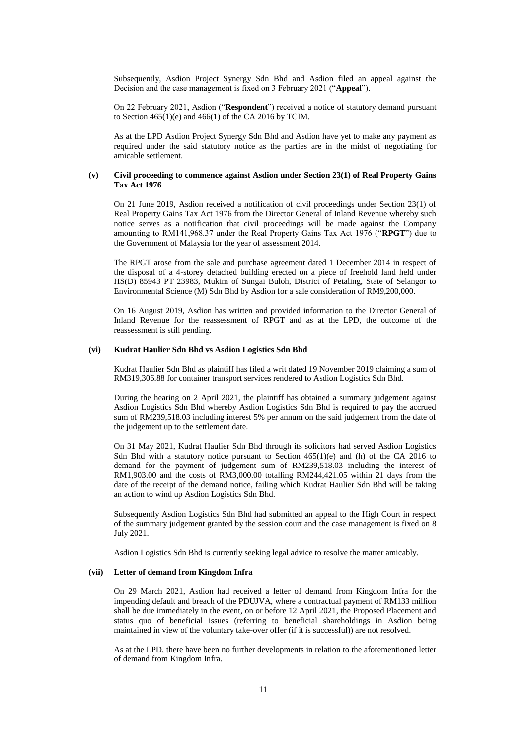Subsequently, Asdion Project Synergy Sdn Bhd and Asdion filed an appeal against the Decision and the case management is fixed on 3 February 2021 ("**Appeal**").

On 22 February 2021, Asdion ("**Respondent**") received a notice of statutory demand pursuant to Section 465(1)(e) and 466(1) of the CA 2016 by TCIM.

As at the LPD Asdion Project Synergy Sdn Bhd and Asdion have yet to make any payment as required under the said statutory notice as the parties are in the midst of negotiating for amicable settlement.

**(v) Civil proceeding to commence against Asdion under Section 23(1) of Real Property Gains Tax Act 1976**

On 21 June 2019, Asdion received a notification of civil proceedings under Section 23(1) of Real Property Gains Tax Act 1976 from the Director General of Inland Revenue whereby such notice serves as a notification that civil proceedings will be made against the Company amounting to RM141,968.37 under the Real Property Gains Tax Act 1976 ("**RPGT**") due to the Government of Malaysia for the year of assessment 2014.

The RPGT arose from the sale and purchase agreement dated 1 December 2014 in respect of the disposal of a 4-storey detached building erected on a piece of freehold land held under HS(D) 85943 PT 23983, Mukim of Sungai Buloh, District of Petaling, State of Selangor to Environmental Science (M) Sdn Bhd by Asdion for a sale consideration of RM9,200,000.

On 16 August 2019, Asdion has written and provided information to the Director General of Inland Revenue for the reassessment of RPGT and as at the LPD, the outcome of the reassessment is still pending.

**(vi) Kudrat Haulier Sdn Bhd vs Asdion Logistics Sdn Bhd**

Kudrat Haulier Sdn Bhd as plaintiff has filed a writ dated 19 November 2019 claiming a sum of RM319,306.88 for container transport services rendered to Asdion Logistics Sdn Bhd.

During the hearing on 2 April 2021, the plaintiff has obtained a summary judgement against Asdion Logistics Sdn Bhd whereby Asdion Logistics Sdn Bhd is required to pay the accrued sum of RM239,518.03 including interest 5% per annum on the said judgement from the date of the judgement up to the settlement date.

On 31 May 2021, Kudrat Haulier Sdn Bhd through its solicitors had served Asdion Logistics Sdn Bhd with a statutory notice pursuant to Section 465(1)(e) and (h) of the CA 2016 to demand for the payment of judgement sum of RM239,518.03 including the interest of RM1,903.00 and the costs of RM3,000.00 totalling RM244,421.05 within 21 days from the date of the receipt of the demand notice, failing which Kudrat Haulier Sdn Bhd will be taking an action to wind up Asdion Logistics Sdn Bhd.

Subsequently Asdion Logistics Sdn Bhd had submitted an appeal to the High Court in respect of the summary judgement granted by the session court and the case management is fixed on 8 July 2021.

Asdion Logistics Sdn Bhd is currently seeking legal advice to resolve the matter amicably.

**(vii) Letter of demand from Kingdom Infra**

On 29 March 2021, Asdion had received a letter of demand from Kingdom Infra for the impending default and breach of the PDUJVA, where a contractual payment of RM133 million shall be due immediately in the event, on or before 12 April 2021, the Proposed Placement and status quo of beneficial issues (referring to beneficial shareholdings in Asdion being maintained in view of the voluntary take-over offer (if it is successful)) are not resolved.

As at the LPD, there have been no further developments in relation to the aforementioned letter of demand from Kingdom Infra.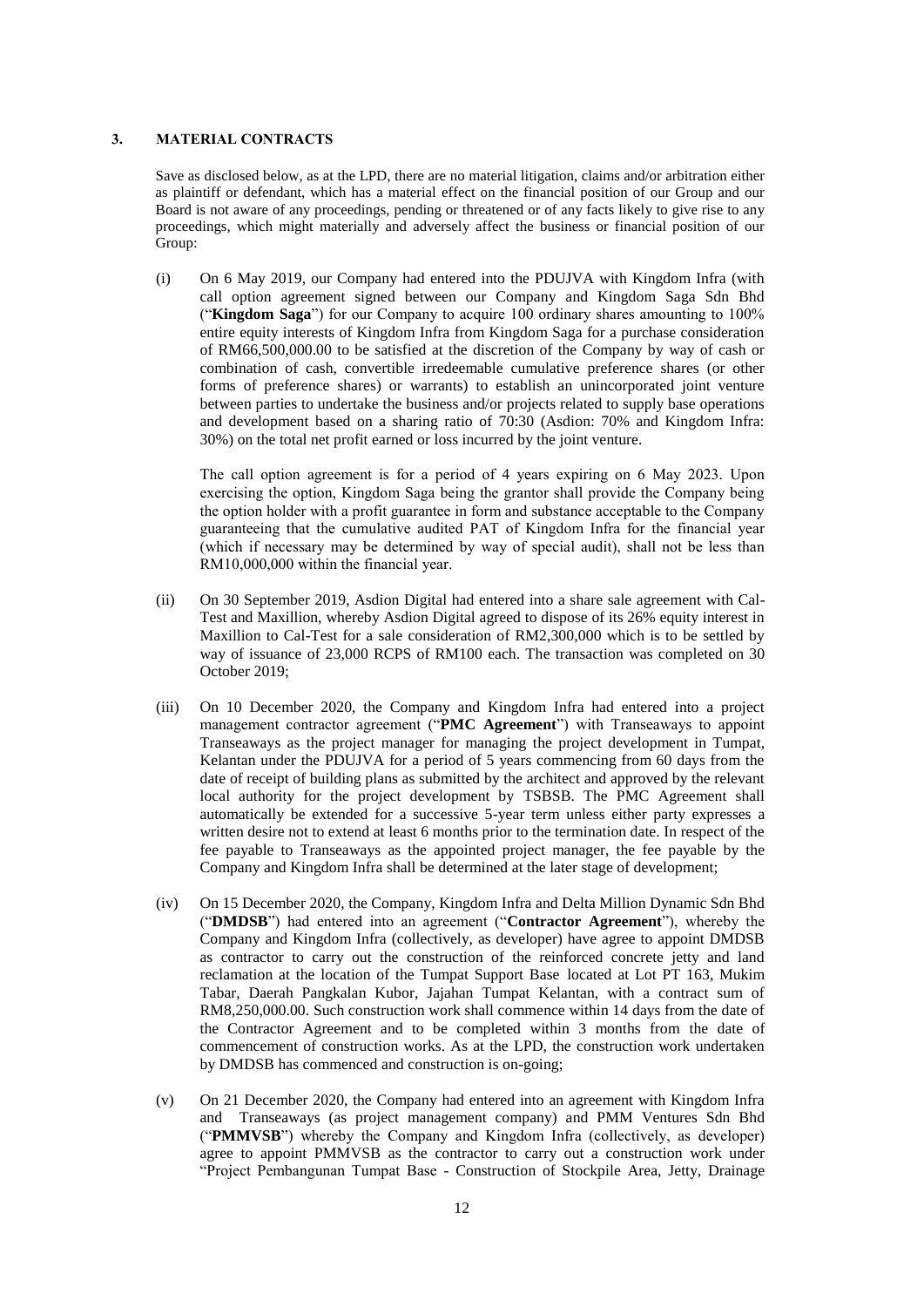## 3. MATERIAL CONTRACTS

Save as disclosed below, as at the LPD, there are no material litigation, claims and/or arbitration either as plaintiff or defendant, which has a material effect on the financial position of our Group and our Board is not aware of any proceedings, pending or threatened or of any facts likely to give rise to any proceedings, which might materially and adversely affect the business or financial position of our Group:

(i) On 6 May 2019, our Company had entered into the PDUJVA with Kingdom Infra (with call option agreement signed between our Company and Kingdom Saga Sdn Bhd ("**Kingdom Saga**") for our Company to acquire 100 ordinary shares amounting to 100% entire equity interests of Kingdom Infra from Kingdom Saga for a purchase consideration of RM66,500,000.00 to be satisfied at the discretion of the Company by way of cash or combination of cash, convertible irredeemable cumulative preference shares (or other forms of preference shares) or warrants) to establish an unincorporated joint venture between parties to undertake the business and/or projects related to supply base operations and development based on a sharing ratio of 70:30 (Asdion: 70% and Kingdom Infra: 30%) on the total net profit earned or loss incurred by the joint venture.

The call option agreement is for a period of 4 years expiring on 6 May 2023. Upon exercising the option, Kingdom Saga being the grantor shall provide the Company being the option holder with a profit guarantee in form and substance acceptable to the Company guaranteeing that the cumulative audited PAT of Kingdom Infra for the financial year (which if necessary may be determined by way of special audit), shall not be less than RM10,000,000 within the financial year.

(ii) On 30 September 2019, Asdion Digital had entered into a share sale agreement with Cal-Test and Maxillion, whereby Asdion Digital agreed to dispose of its 26% equity interest in Maxillion to Cal-Test for a sale consideration of RM2,300,000 which is to be settled by way of issuance of 23,000 RCPS of RM100 each. The transaction was completed on 30 October 2019;

(iii) On 10 December 2020, the Company and Kingdom Infra had entered into a project management contractor agreement ("**PMC Agreement**") with Transeaways to appoint Transeaways as the project manager for managing the project development in Tumpat, Kelantan under the PDUJVA for a period of 5 years commencing from 60 days from the date of receipt of building plans as submitted by the architect and approved by the relevant local authority for the project development by TSBSB. The PMC Agreement shall automatically be extended for a successive 5-year term unless either party expresses a written desire not to extend at least 6 months prior to the termination date. In respect of the fee payable to Transeaways as the appointed project manager, the fee payable by the Company and Kingdom Infra shall be determined at the later stage of development;

(iv) On 15 December 2020, the Company, Kingdom Infra and Delta Million Dynamic Sdn Bhd ("**DMDSB**") had entered into an agreement ("**Contractor Agreement**"), whereby the Company and Kingdom Infra (collectively, as developer) have agree to appoint DMDSB as contractor to carry out the construction of the reinforced concrete jetty and land reclamation at the location of the Tumpat Support Base located at Lot PT 163, Mukim Tabar, Daerah Pangkalan Kubor, Jajahan Tumpat Kelantan, with a contract sum of RM8,250,000.00. Such construction work shall commence within 14 days from the date of the Contractor Agreement and to be completed within 3 months from the date of commencement of construction works. As at the LPD, the construction work undertaken by DMDSB has commenced and construction is on-going;

(v) On 21 December 2020, the Company had entered into an agreement with Kingdom Infra and Transeaways (as project management company) and PMM Ventures Sdn Bhd ("**PMMVSB**") whereby the Company and Kingdom Infra (collectively, as developer) agree to appoint PMMVSB as the contractor to carry out a construction work under "Project Pembangunan Tumpat Base - Construction of Stockpile Area, Jetty, Drainage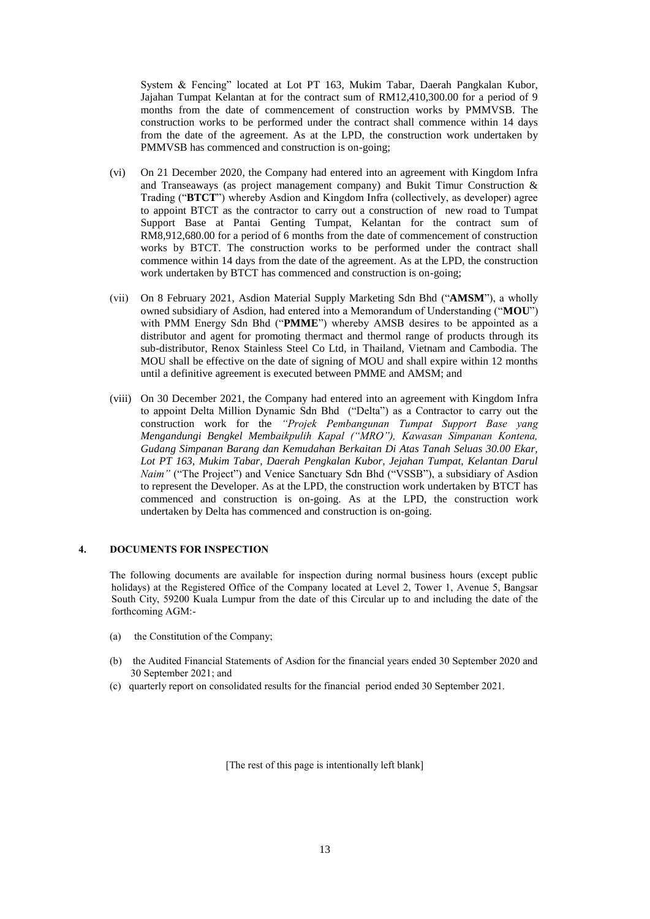System & Fencing" located at Lot PT 163, Mukim Tabar, Daerah Pangkalan Kubor, Jajahan Tumpat Kelantan at for the contract sum of RM12,410,300.00 for a period of 9 months from the date of commencement of construction works by PMMVSB. The construction works to be performed under the contract shall commence within 14 days from the date of the agreement. As at the LPD, the construction work undertaken by PMMVSB has commenced and construction is on-going;

(vi) On 21 December 2020, the Company had entered into an agreement with Kingdom Infra and Transeaways (as project management company) and Bukit Timur Construction & Trading ("**BTCT**") whereby Asdion and Kingdom Infra (collectively, as developer) agree to appoint BTCT as the contractor to carry out a construction of new road to Tumpat Support Base at Pantai Genting Tumpat, Kelantan for the contract sum of RM8,912,680.00 for a period of 6 months from the date of commencement of construction works by BTCT. The construction works to be performed under the contract shall commence within 14 days from the date of the agreement. As at the LPD, the construction work undertaken by BTCT has commenced and construction is on-going;

(vii) On 8 February 2021, Asdion Material Supply Marketing Sdn Bhd ("**AMSM**"), a wholly owned subsidiary of Asdion, had entered into a Memorandum of Understanding ("**MOU**") with PMM Energy Sdn Bhd ("**PMME**") whereby AMSB desires to be appointed as a distributor and agent for promoting thermact and thermol range of products through its sub-distributor, Renox Stainless Steel Co Ltd, in Thailand, Vietnam and Cambodia. The MOU shall be effective on the date of signing of MOU and shall expire within 12 months until a definitive agreement is executed between PMME and AMSM; and

(viii) On 30 December 2021, the Company had entered into an agreement with Kingdom Infra to appoint Delta Million Dynamic Sdn Bhd ("Delta") as a Contractor to carry out the construction work for the *"Projek Pembangunan Tumpat Support Base yang Mengandungi Bengkel Membaikpulih Kapal ("MRO"), Kawasan Simpanan Kontena, Gudang Simpanan Barang dan Kemudahan Berkaitan Di Atas Tanah Seluas 30.00 Ekar, Lot PT 163, Mukim Tabar, Daerah Pengkalan Kubor, Jejahan Tumpat, Kelantan Darul Naim"* ("The Project") and Venice Sanctuary Sdn Bhd ("VSSB"), a subsidiary of Asdion to represent the Developer. As at the LPD, the construction work undertaken by BTCT has commenced and construction is on-going. As at the LPD, the construction work undertaken by Delta has commenced and construction is on-going.

## 4. DOCUMENTS FOR INSPECTION

The following documents are available for inspection during normal business hours (except public holidays) at the Registered Office of the Company located at Level 2, Tower 1, Avenue 5, Bangsar South City, 59200 Kuala Lumpur from the date of this Circular up to and including the date of the forthcoming AGM:-

(a) the Constitution of the Company;

(b) the Audited Financial Statements of Asdion for the financial years ended 30 September 2020 and 30 September 2021; and

(c) quarterly report on consolidated results for the financial period ended 30 September 2021.

[The rest of this page is intentionally left blank]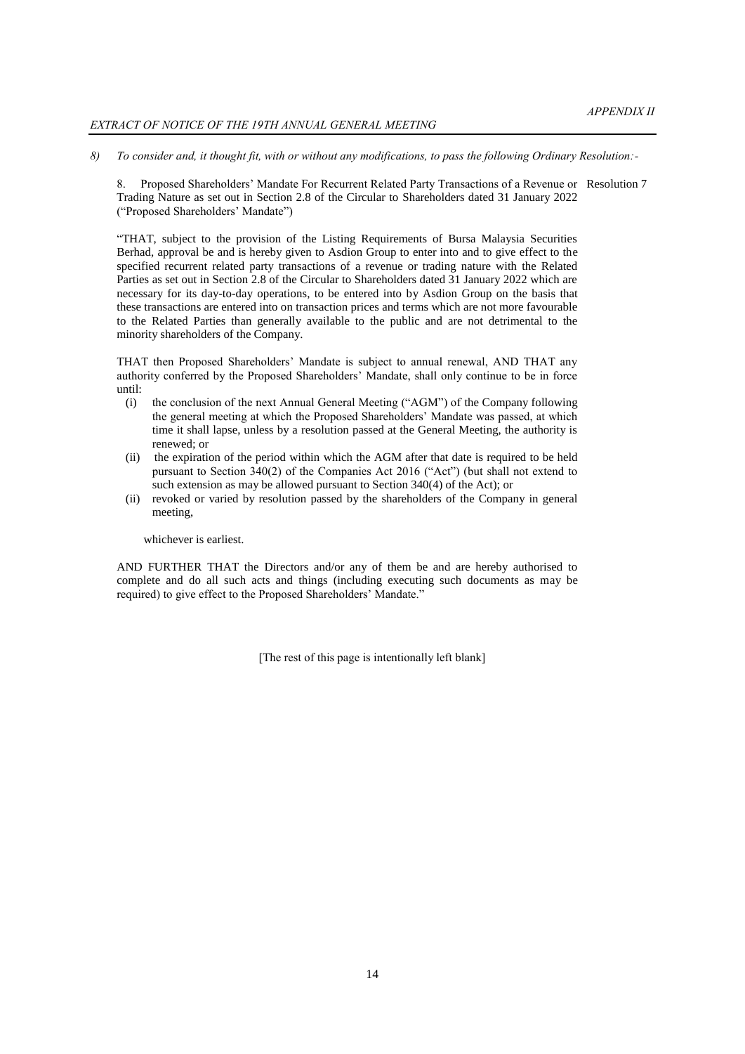*APPENDIX II*

*EXTRACT OF NOTICE OF THE 19TH ANNUAL GENERAL MEETING*

*8) To consider and, it thought fit, with or without any modifications, to pass the following Ordinary Resolution:-*

8. Proposed Shareholders' Mandate For Recurrent Related Party Transactions of a Revenue or Trading Nature as set out in Section 2.8 of the Circular to Shareholders dated 31 January 2022 ("Proposed Shareholders' Mandate") — Resolution 7

"THAT, subject to the provision of the Listing Requirements of Bursa Malaysia Securities Berhad, approval be and is hereby given to Asdion Group to enter into and to give effect to the specified recurrent related party transactions of a revenue or trading nature with the Related Parties as set out in Section 2.8 of the Circular to Shareholders dated 31 January 2022 which are necessary for its day-to-day operations, to be entered into by Asdion Group on the basis that these transactions are entered into on transaction prices and terms which are not more favourable to the Related Parties than generally available to the public and are not detrimental to the minority shareholders of the Company.

THAT then Proposed Shareholders' Mandate is subject to annual renewal, AND THAT any authority conferred by the Proposed Shareholders' Mandate, shall only continue to be in force until:

(i) the conclusion of the next Annual General Meeting ("AGM") of the Company following the general meeting at which the Proposed Shareholders' Mandate was passed, at which time it shall lapse, unless by a resolution passed at the General Meeting, the authority is renewed; or

(ii) the expiration of the period within which the AGM after that date is required to be held pursuant to Section 340(2) of the Companies Act 2016 ("Act") (but shall not extend to such extension as may be allowed pursuant to Section 340(4) of the Act); or

(ii) revoked or varied by resolution passed by the shareholders of the Company in general meeting,

whichever is earliest.

AND FURTHER THAT the Directors and/or any of them be and are hereby authorised to complete and do all such acts and things (including executing such documents as may be required) to give effect to the Proposed Shareholders' Mandate."

[The rest of this page is intentionally left blank]